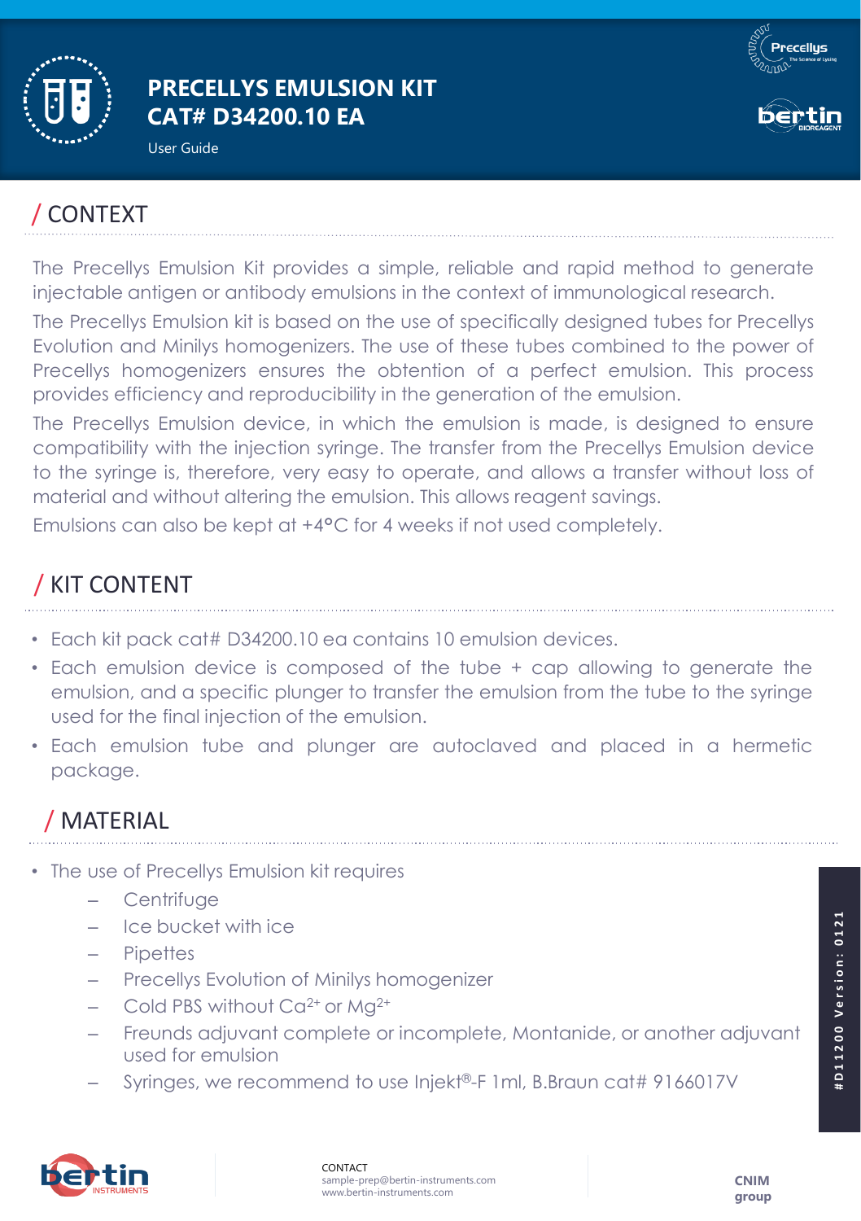# PRECELLYS EMULSION KIT
# CAT# D34200.10 EA

User Guide

## / CONTEXT

The Precellys Emulsion Kit provides a simple, reliable and rapid method to generate injectable antigen or antibody emulsions in the context of immunological research.

The Precellys Emulsion kit is based on the use of specifically designed tubes for Precellys Evolution and Minilys homogenizers. The use of these tubes combined to the power of Precellys homogenizers ensures the obtention of a perfect emulsion. This process provides efficiency and reproducibility in the generation of the emulsion.

The Precellys Emulsion device, in which the emulsion is made, is designed to ensure compatibility with the injection syringe. The transfer from the Precellys Emulsion device to the syringe is, therefore, very easy to operate, and allows a transfer without loss of material and without altering the emulsion. This allows reagent savings.

Emulsions can also be kept at +4°C for 4 weeks if not used completely.

## / KIT CONTENT

- Each kit pack cat# D34200.10 ea contains 10 emulsion devices.
- Each emulsion device is composed of the tube + cap allowing to generate the emulsion, and a specific plunger to transfer the emulsion from the tube to the syringe used for the final injection of the emulsion.
- Each emulsion tube and plunger are autoclaved and placed in a hermetic package.

## / MATERIAL

- The use of Precellys Emulsion kit requires
  - Centrifuge
  - Ice bucket with ice
  - Pipettes
  - Precellys Evolution of Minilys homogenizer
  - Cold PBS without $Ca^{2+}$ or $Mg^{2+}$
  - Freunds adjuvant complete or incomplete, Montanide, or another adjuvant used for emulsion
  - Syringes, we recommend to use Injekt®-F 1ml, B.Braun cat# 9166017V

#D11200 Version: 0121

CONTACT
sample-prep@bertin-instruments.com
www.bertin-instruments.com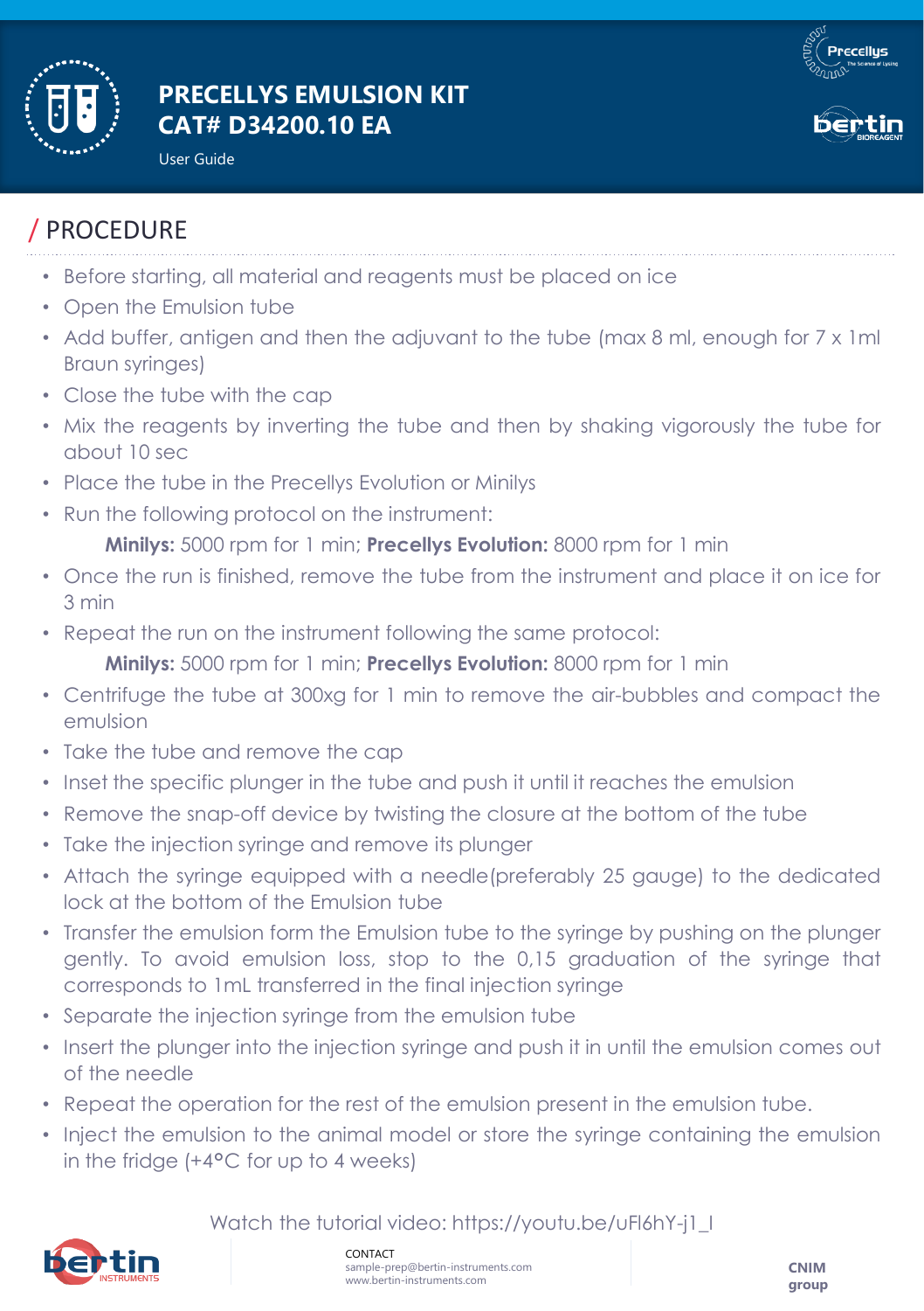# PRECELLYS EMULSION KIT
# CAT# D34200.10 EA

User Guide

## / PROCEDURE

- Before starting, all material and reagents must be placed on ice
- Open the Emulsion tube
- Add buffer, antigen and then the adjuvant to the tube (max 8 ml, enough for 7 x 1ml Braun syringes)
- Close the tube with the cap
- Mix the reagents by inverting the tube and then by shaking vigorously the tube for about 10 sec
- Place the tube in the Precellys Evolution or Minilys
- Run the following protocol on the instrument:

  **Minilys:** 5000 rpm for 1 min; **Precellys Evolution:** 8000 rpm for 1 min
- Once the run is finished, remove the tube from the instrument and place it on ice for 3 min
- Repeat the run on the instrument following the same protocol:

  **Minilys:** 5000 rpm for 1 min; **Precellys Evolution:** 8000 rpm for 1 min
- Centrifuge the tube at 300xg for 1 min to remove the air-bubbles and compact the emulsion
- Take the tube and remove the cap
- Inset the specific plunger in the tube and push it until it reaches the emulsion
- Remove the snap-off device by twisting the closure at the bottom of the tube
- Take the injection syringe and remove its plunger
- Attach the syringe equipped with a needle(preferably 25 gauge) to the dedicated lock at the bottom of the Emulsion tube
- Transfer the emulsion form the Emulsion tube to the syringe by pushing on the plunger gently. To avoid emulsion loss, stop to the 0,15 graduation of the syringe that corresponds to 1mL transferred in the final injection syringe
- Separate the injection syringe from the emulsion tube
- Insert the plunger into the injection syringe and push it in until the emulsion comes out of the needle
- Repeat the operation for the rest of the emulsion present in the emulsion tube.
- Inject the emulsion to the animal model or store the syringe containing the emulsion in the fridge (+4°C for up to 4 weeks)

Watch the tutorial video: https://youtu.be/uFl6hY-j1_I

CONTACT
sample-prep@bertin-instruments.com
www.bertin-instruments.com